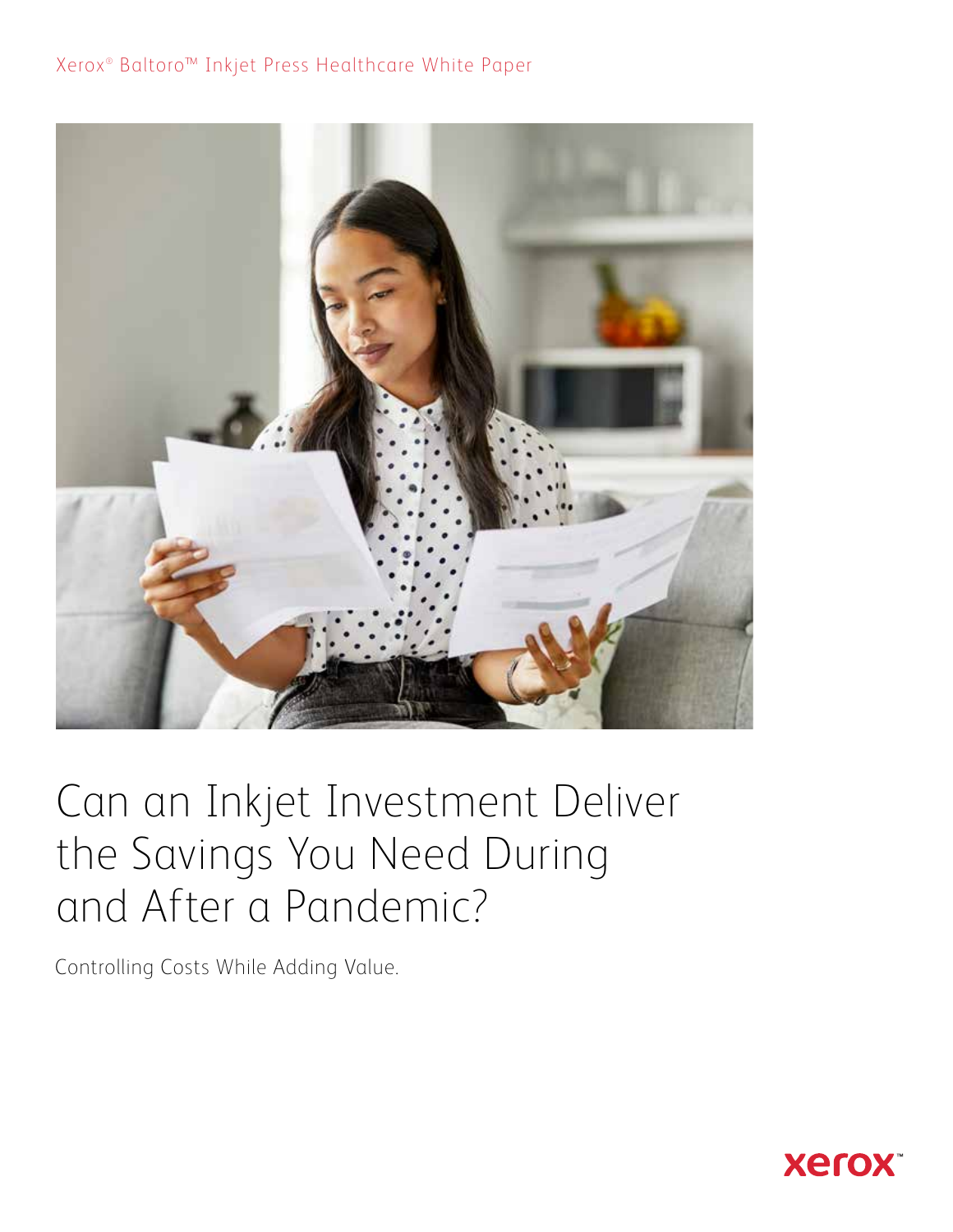Xerox® Baltoro™ Inkjet Press Healthcare White Paper

# Can an Inkjet Investment Deliver the Savings You Need During and After a Pandemic?

Controlling Costs While Adding Value.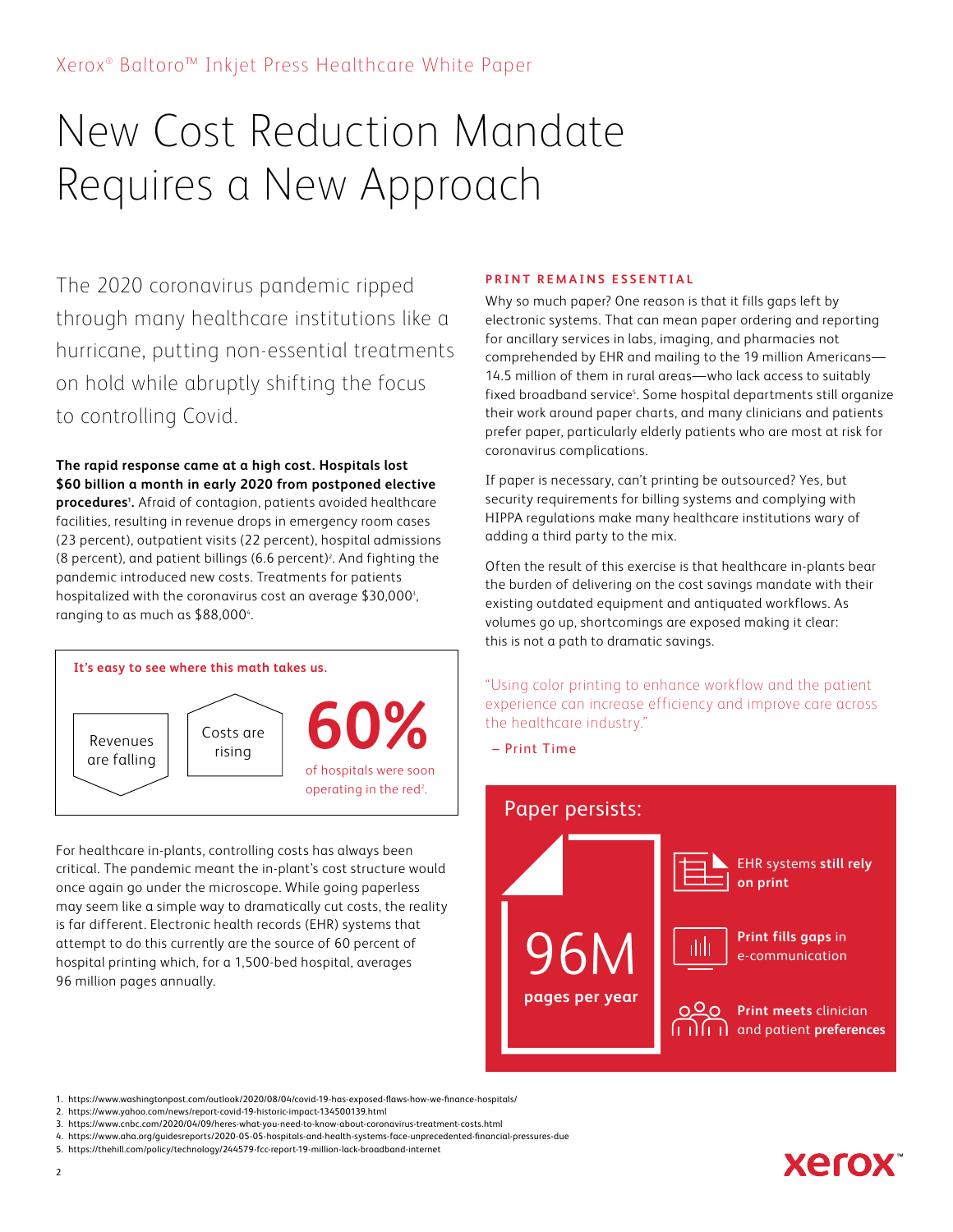Xerox® Baltoro™ Inkjet Press Healthcare White Paper

# New Cost Reduction Mandate Requires a New Approach

The 2020 coronavirus pandemic ripped through many healthcare institutions like a hurricane, putting non-essential treatments on hold while abruptly shifting the focus to controlling Covid.

**The rapid response came at a high cost. Hospitals lost $60 billion a month in early 2020 from postponed elective procedures[1].** Afraid of contagion, patients avoided healthcare facilities, resulting in revenue drops in emergency room cases (23 percent), outpatient visits (22 percent), hospital admissions (8 percent), and patient billings (6.6 percent)[2]. And fighting the pandemic introduced new costs. Treatments for patients hospitalized with the coronavirus cost an average $30,000[3], ranging to as much as $88,000[4].

**It's easy to see where this math takes us.**

Revenues are falling

Costs are rising

**60%** of hospitals were soon operating in the red[2].

For healthcare in-plants, controlling costs has always been critical. The pandemic meant the in-plant's cost structure would once again go under the microscope. While going paperless may seem like a simple way to dramatically cut costs, the reality is far different. Electronic health records (EHR) systems that attempt to do this currently are the source of 60 percent of hospital printing which, for a 1,500-bed hospital, averages 96 million pages annually.

### PRINT REMAINS ESSENTIAL

Why so much paper? One reason is that it fills gaps left by electronic systems. That can mean paper ordering and reporting for ancillary services in labs, imaging, and pharmacies not comprehended by EHR and mailing to the 19 million Americans—14.5 million of them in rural areas—who lack access to suitably fixed broadband service[5]. Some hospital departments still organize their work around paper charts, and many clinicians and patients prefer paper, particularly elderly patients who are most at risk for coronavirus complications.

If paper is necessary, can't printing be outsourced? Yes, but security requirements for billing systems and complying with HIPPA regulations make many healthcare institutions wary of adding a third party to the mix.

Often the result of this exercise is that healthcare in-plants bear the burden of delivering on the cost savings mandate with their existing outdated equipment and antiquated workflows. As volumes go up, shortcomings are exposed making it clear: this is not a path to dramatic savings.

> "Using color printing to enhance workflow and the patient experience can increase efficiency and improve care across the healthcare industry."
>
> – Print Time

**Paper persists:**

**96M** pages per year

- EHR systems **still rely on print**
- **Print fills gaps** in e-communication
- **Print meets** clinician and patient **preferences**

1. https://www.washingtonpost.com/outlook/2020/08/04/covid-19-has-exposed-flaws-how-we-finance-hospitals/
2. https://www.yahoo.com/news/report-covid-19-historic-impact-134500139.html
3. https://www.cnbc.com/2020/04/09/heres-what-you-need-to-know-about-coronavirus-treatment-costs.html
4. https://www.aha.org/guidesreports/2020-05-05-hospitals-and-health-systems-face-unprecedented-financial-pressures-due
5. https://thehill.com/policy/technology/244579-fcc-report-19-million-lack-broadband-internet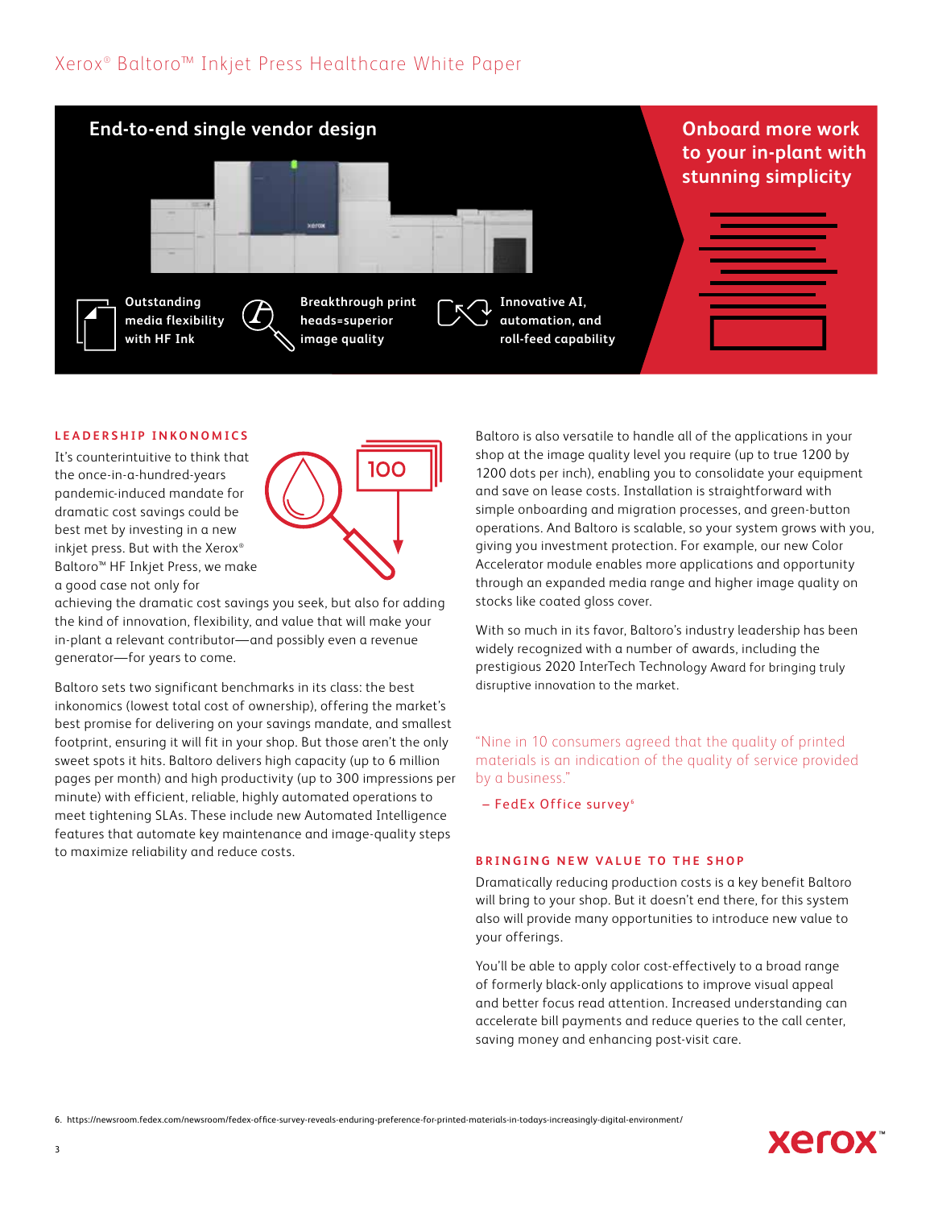## End-to-end single vendor design

Outstanding media flexibility with HF Ink

Breakthrough print heads=superior image quality

Innovative AI, automation, and roll-feed capability

## Onboard more work to your in-plant with stunning simplicity

### LEADERSHIP INKONOMICS

It's counterintuitive to think that the once-in-a-hundred-years pandemic-induced mandate for dramatic cost savings could be best met by investing in a new inkjet press. But with the Xerox® Baltoro™ HF Inkjet Press, we make a good case not only for achieving the dramatic cost savings you seek, but also for adding the kind of innovation, flexibility, and value that will make your in-plant a relevant contributor—and possibly even a revenue generator—for years to come.

Baltoro sets two significant benchmarks in its class: the best inkonomics (lowest total cost of ownership), offering the market's best promise for delivering on your savings mandate, and smallest footprint, ensuring it will fit in your shop. But those aren't the only sweet spots it hits. Baltoro delivers high capacity (up to 6 million pages per month) and high productivity (up to 300 impressions per minute) with efficient, reliable, highly automated operations to meet tightening SLAs. These include new Automated Intelligence features that automate key maintenance and image-quality steps to maximize reliability and reduce costs.

Baltoro is also versatile to handle all of the applications in your shop at the image quality level you require (up to true 1200 by 1200 dots per inch), enabling you to consolidate your equipment and save on lease costs. Installation is straightforward with simple onboarding and migration processes, and green-button operations. And Baltoro is scalable, so your system grows with you, giving you investment protection. For example, our new Color Accelerator module enables more applications and opportunity through an expanded media range and higher image quality on stocks like coated gloss cover.

With so much in its favor, Baltoro's industry leadership has been widely recognized with a number of awards, including the prestigious 2020 InterTech Technology Award for bringing truly disruptive innovation to the market.

> "Nine in 10 consumers agreed that the quality of printed materials is an indication of the quality of service provided by a business."
>
> – FedEx Office survey[6]

### BRINGING NEW VALUE TO THE SHOP

Dramatically reducing production costs is a key benefit Baltoro will bring to your shop. But it doesn't end there, for this system also will provide many opportunities to introduce new value to your offerings.

You'll be able to apply color cost-effectively to a broad range of formerly black-only applications to improve visual appeal and better focus read attention. Increased understanding can accelerate bill payments and reduce queries to the call center, saving money and enhancing post-visit care.

6. https://newsroom.fedex.com/newsroom/fedex-office-survey-reveals-enduring-preference-for-printed-materials-in-todays-increasingly-digital-environment/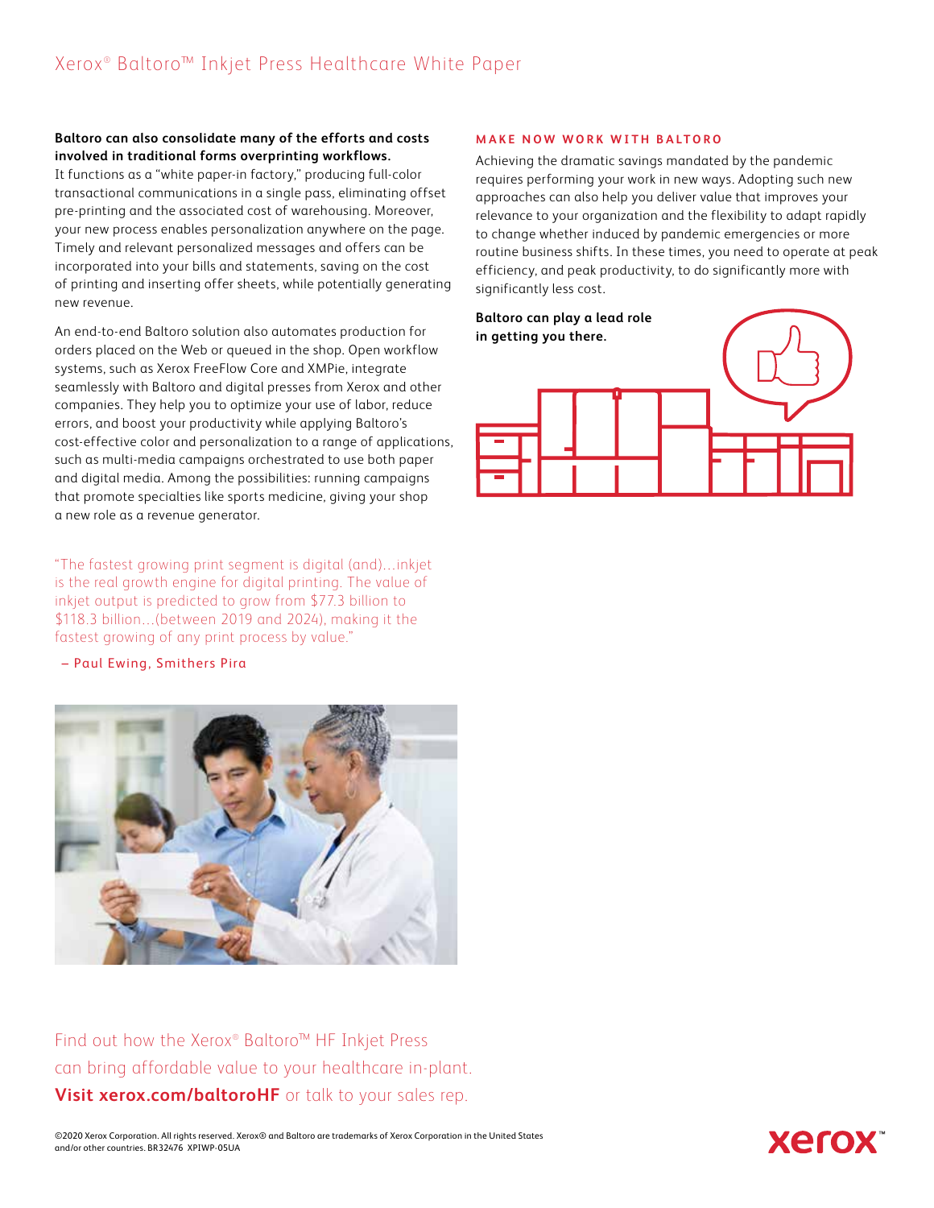**Baltoro can also consolidate many of the efforts and costs involved in traditional forms overprinting workflows.** It functions as a "white paper-in factory," producing full-color transactional communications in a single pass, eliminating offset pre-printing and the associated cost of warehousing. Moreover, your new process enables personalization anywhere on the page. Timely and relevant personalized messages and offers can be incorporated into your bills and statements, saving on the cost of printing and inserting offer sheets, while potentially generating new revenue.

An end-to-end Baltoro solution also automates production for orders placed on the Web or queued in the shop. Open workflow systems, such as Xerox FreeFlow Core and XMPie, integrate seamlessly with Baltoro and digital presses from Xerox and other companies. They help you to optimize your use of labor, reduce errors, and boost your productivity while applying Baltoro's cost-effective color and personalization to a range of applications, such as multi-media campaigns orchestrated to use both paper and digital media. Among the possibilities: running campaigns that promote specialties like sports medicine, giving your shop a new role as a revenue generator.

"The fastest growing print segment is digital (and)…inkjet is the real growth engine for digital printing. The value of inkjet output is predicted to grow from $77.3 billion to $118.3 billion…(between 2019 and 2024), making it the fastest growing of any print process by value."

– Paul Ewing, Smithers Pira

## MAKE NOW WORK WITH BALTORO

Achieving the dramatic savings mandated by the pandemic requires performing your work in new ways. Adopting such new approaches can also help you deliver value that improves your relevance to your organization and the flexibility to adapt rapidly to change whether induced by pandemic emergencies or more routine business shifts. In these times, you need to operate at peak efficiency, and peak productivity, to do significantly more with significantly less cost.

**Baltoro can play a lead role in getting you there.**

Find out how the Xerox® Baltoro™ HF Inkjet Press can bring affordable value to your healthcare in-plant.
**Visit xerox.com/baltoroHF** or talk to your sales rep.

©2020 Xerox Corporation. All rights reserved. Xerox® and Baltoro are trademarks of Xerox Corporation in the United States and/or other countries. BR32476 XPIWP-05UA